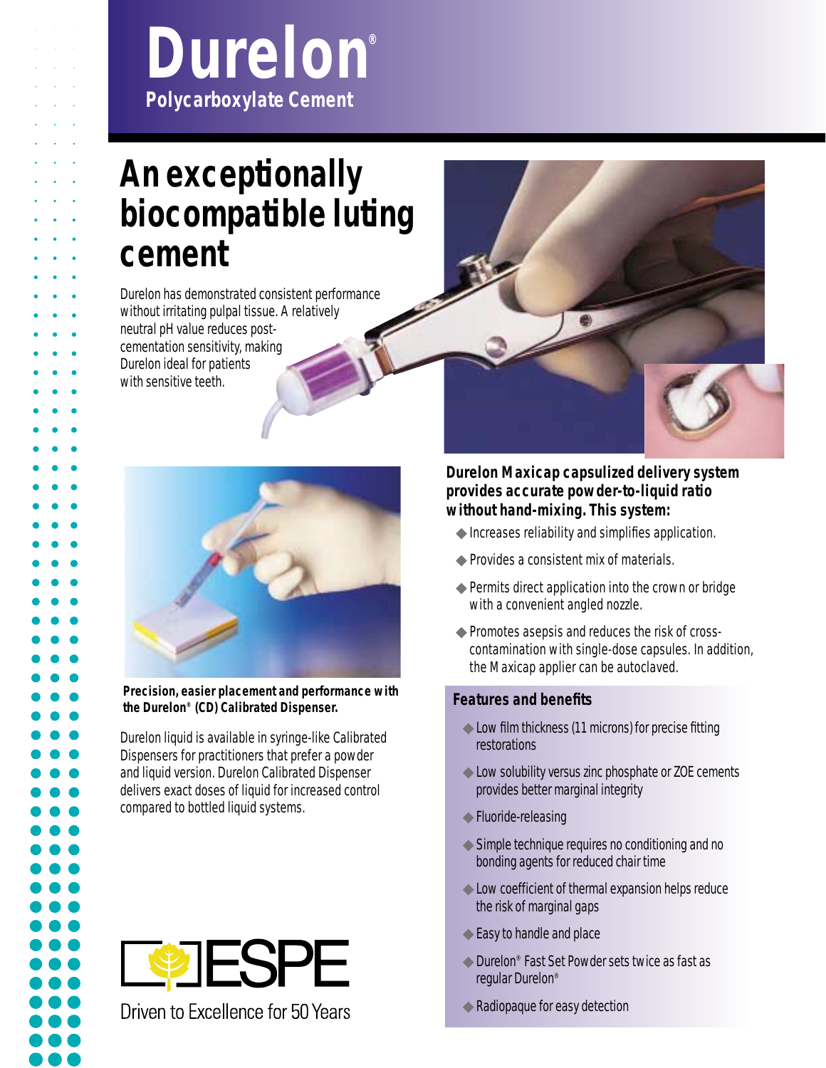# Durelon®

**Polycarboxylate Cement**

## An exceptionally biocompatible luting cement

Durelon has demonstrated consistent performance without irritating pulpal tissue. A relatively neutral pH value reduces post-cementation sensitivity, making Durelon ideal for patients with sensitive teeth.

**Precision, easier placement and performance with the Durelon® (CD) Calibrated Dispenser.**

Durelon liquid is available in syringe-like Calibrated Dispensers for practitioners that prefer a powder and liquid version. Durelon Calibrated Dispenser delivers exact doses of liquid for increased control compared to bottled liquid systems.

**Durelon Maxicap capsulized delivery system provides accurate powder-to-liquid ratio without hand-mixing. This system:**

- Increases reliability and simplifies application.
- Provides a consistent mix of materials.
- Permits direct application into the crown or bridge with a convenient angled nozzle.
- Promotes asepsis and reduces the risk of cross-contamination with single-dose capsules. In addition, the Maxicap applier can be autoclaved.

### Features and benefits

- Low film thickness (11 microns) for precise fitting restorations
- Low solubility versus zinc phosphate or ZOE cements provides better marginal integrity
- Fluoride-releasing
- Simple technique requires no conditioning and no bonding agents for reduced chair time
- Low coefficient of thermal expansion helps reduce the risk of marginal gaps
- Easy to handle and place
- Durelon® Fast Set Powder sets twice as fast as regular Durelon®
- Radiopaque for easy detection

ESPE

Driven to Excellence for 50 Years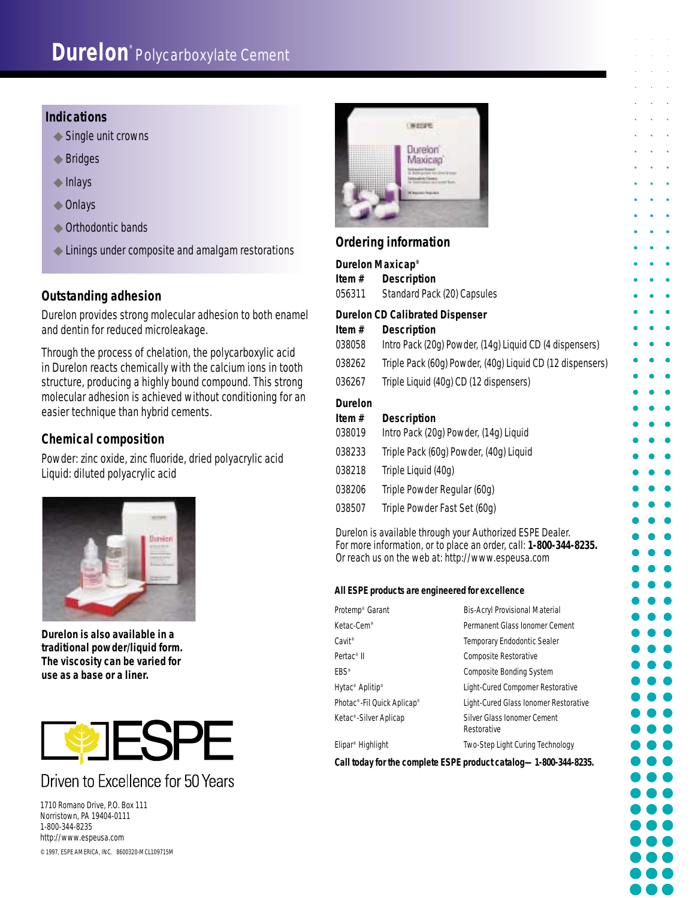# Durelon® Polycarboxylate Cement

## Indications

- Single unit crowns
- Bridges
- Inlays
- Onlays
- Orthodontic bands
- Linings under composite and amalgam restorations

## Outstanding adhesion

Durelon provides strong molecular adhesion to both enamel and dentin for reduced microleakage.

Through the process of chelation, the polycarboxylic acid in Durelon reacts chemically with the calcium ions in tooth structure, producing a highly bound compound. This strong molecular adhesion is achieved without conditioning for an easier technique than hybrid cements.

## Chemical composition

Powder: zinc oxide, zinc fluoride, dried polyacrylic acid
Liquid: diluted polyacrylic acid

**Durelon is also available in a traditional powder/liquid form. The viscosity can be varied for use as a base or a liner.**

ESPE

Driven to Excellence for 50 Years

1710 Romano Drive, P.O. Box 111
Norristown, PA 19404-0111
1-800-344-8235
http://www.espeusa.com

© 1997, ESPE AMERICA, INC. 8600320-MCL109715M

## Ordering information

**Durelon Maxicap®**

| Item # | Description |
|---|---|
| 056311 | Standard Pack (20) Capsules |

**Durelon CD Calibrated Dispenser**

| Item # | Description |
|---|---|
| 038058 | Intro Pack (20g) Powder, (14g) Liquid CD (4 dispensers) |
| 038262 | Triple Pack (60g) Powder, (40g) Liquid CD (12 dispensers) |
| 036267 | Triple Liquid (40g) CD (12 dispensers) |

**Durelon**

| Item # | Description |
|---|---|
| 038019 | Intro Pack (20g) Powder, (14g) Liquid |
| 038233 | Triple Pack (60g) Powder, (40g) Liquid |
| 038218 | Triple Liquid (40g) |
| 038206 | Triple Powder Regular (60g) |
| 038507 | Triple Powder Fast Set (60g) |

Durelon is available through your Authorized ESPE Dealer.
For more information, or to place an order, call: **1-800-344-8235.**
Or reach us on the web at: http://www.espeusa.com

**All ESPE products are engineered for excellence**

| | |
|---|---|
| Protemp® Garant | Bis-Acryl Provisional Material |
| Ketac-Cem® | Permanent Glass Ionomer Cement |
| Cavit® | Temporary Endodontic Sealer |
| Pertac® II | Composite Restorative |
| EBS® | Composite Bonding System |
| Hytac® Aplitip® | Light-Cured Compomer Restorative |
| Photac®-Fil Quick Aplicap® | Light-Cured Glass Ionomer Restorative |
| Ketac®-Silver Aplicap | Silver Glass Ionomer Cement Restorative |
| Elipar® Highlight | Two-Step Light Curing Technology |

**Call today for the complete ESPE product catalog— 1-800-344-8235.**